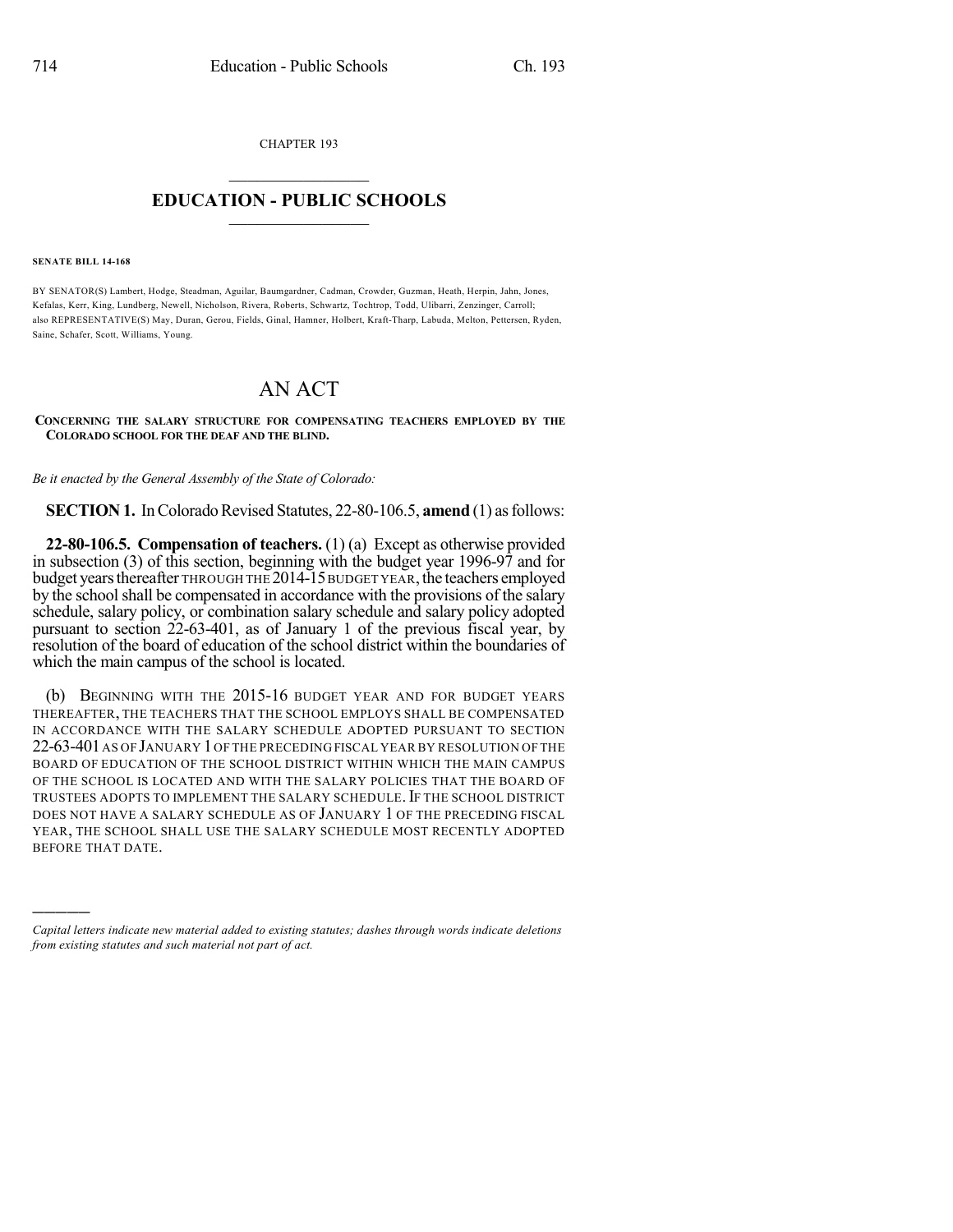CHAPTER 193

# EDUCATION - PUBLIC SCHOOLS

**SENATE BILL 14-168**

BY SENATOR(S) Lambert, Hodge, Steadman, Aguilar, Baumgardner, Cadman, Crowder, Guzman, Heath, Herpin, Jahn, Jones, Kefalas, Kerr, King, Lundberg, Newell, Nicholson, Rivera, Roberts, Schwartz, Tochtrop, Todd, Ulibarri, Zenzinger, Carroll; also REPRESENTATIVE(S) May, Duran, Gerou, Fields, Ginal, Hamner, Holbert, Kraft-Tharp, Labuda, Melton, Pettersen, Ryden, Saine, Schafer, Scott, Williams, Young.

# AN ACT

**CONCERNING THE SALARY STRUCTURE FOR COMPENSATING TEACHERS EMPLOYED BY THE COLORADO SCHOOL FOR THE DEAF AND THE BLIND.**

*Be it enacted by the General Assembly of the State of Colorado:*

**SECTION 1.** In Colorado Revised Statutes, 22-80-106.5, **amend** (1) as follows:

**22-80-106.5. Compensation of teachers.** (1) (a) Except as otherwise provided in subsection (3) of this section, beginning with the budget year 1996-97 and for budget years thereafter THROUGH THE 2014-15 BUDGET YEAR, the teachers employed by the school shall be compensated in accordance with the provisions of the salary schedule, salary policy, or combination salary schedule and salary policy adopted pursuant to section 22-63-401, as of January 1 of the previous fiscal year, by resolution of the board of education of the school district within the boundaries of which the main campus of the school is located.

(b) BEGINNING WITH THE 2015-16 BUDGET YEAR AND FOR BUDGET YEARS THEREAFTER, THE TEACHERS THAT THE SCHOOL EMPLOYS SHALL BE COMPENSATED IN ACCORDANCE WITH THE SALARY SCHEDULE ADOPTED PURSUANT TO SECTION 22-63-401 AS OF JANUARY 1 OF THE PRECEDING FISCAL YEAR BY RESOLUTION OF THE BOARD OF EDUCATION OF THE SCHOOL DISTRICT WITHIN WHICH THE MAIN CAMPUS OF THE SCHOOL IS LOCATED AND WITH THE SALARY POLICIES THAT THE BOARD OF TRUSTEES ADOPTS TO IMPLEMENT THE SALARY SCHEDULE. IF THE SCHOOL DISTRICT DOES NOT HAVE A SALARY SCHEDULE AS OF JANUARY 1 OF THE PRECEDING FISCAL YEAR, THE SCHOOL SHALL USE THE SALARY SCHEDULE MOST RECENTLY ADOPTED BEFORE THAT DATE.

---

*Capital letters indicate new material added to existing statutes; dashes through words indicate deletions from existing statutes and such material not part of act.*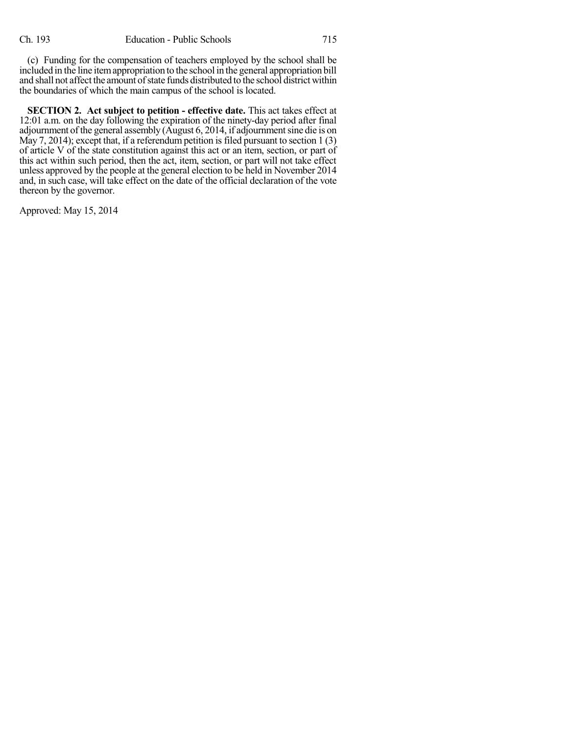(c) Funding for the compensation of teachers employed by the school shall be included in the line item appropriation to the school in the general appropriation bill and shall not affect the amount of state funds distributed to the school district within the boundaries of which the main campus of the school is located.

**SECTION 2. Act subject to petition - effective date.** This act takes effect at 12:01 a.m. on the day following the expiration of the ninety-day period after final adjournment of the general assembly (August 6, 2014, if adjournment sine die is on May 7, 2014); except that, if a referendum petition is filed pursuant to section 1 (3) of article V of the state constitution against this act or an item, section, or part of this act within such period, then the act, item, section, or part will not take effect unless approved by the people at the general election to be held in November 2014 and, in such case, will take effect on the date of the official declaration of the vote thereon by the governor.

Approved: May 15, 2014